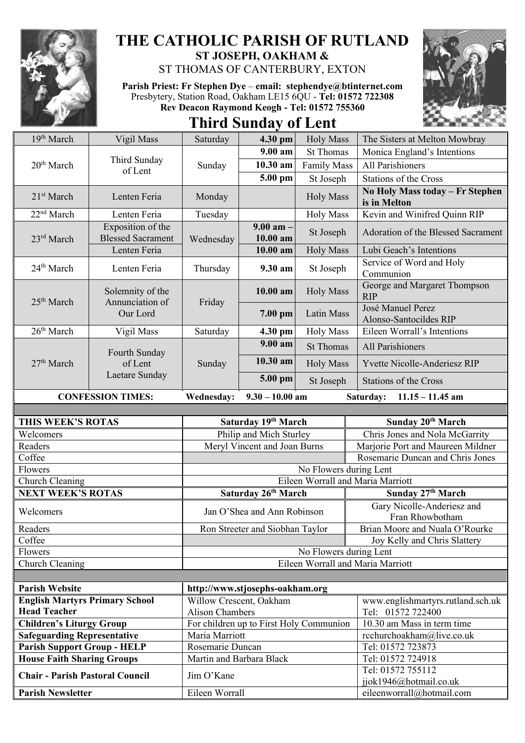# THE CATHOLIC PARISH OF RUTLAND

## ST JOSEPH, OAKHAM &

ST THOMAS OF CANTERBURY, EXTON

**Parish Priest: Fr Stephen Dye** – **email: stephendye@btinternet.com**
Presbytery, Station Road, Oakham LE15 6QU - **Tel: 01572 722308**
**Rev Deacon Raymond Keogh - Tel: 01572 755360**

# Third Sunday of Lent

| | | | | | |
|---|---|---|---|---|---|
| 19th March | Vigil Mass | Saturday | **4.30 pm** | Holy Mass | The Sisters at Melton Mowbray |
| 20th March | Third Sunday of Lent | Sunday | **9.00 am** | St Thomas | Monica England's Intentions |
| | | | **10.30 am** | Family Mass | All Parishioners |
| | | | **5.00 pm** | St Joseph | Stations of the Cross |
| 21st March | Lenten Feria | Monday | | Holy Mass | **No Holy Mass today – Fr Stephen is in Melton** |
| 22nd March | Lenten Feria | Tuesday | | Holy Mass | Kevin and Winifred Quinn RIP |
| 23rd March | Exposition of the Blessed Sacrament | Wednesday | **9.00 am – 10.00 am** | St Joseph | Adoration of the Blessed Sacrament |
| | Lenten Feria | | **10.00 am** | Holy Mass | Lubi Geach's Intentions |
| 24th March | Lenten Feria | Thursday | **9.30 am** | St Joseph | Service of Word and Holy Communion |
| 25th March | Solemnity of the Annunciation of Our Lord | Friday | **10.00 am** | Holy Mass | George and Margaret Thompson RIP |
| | | | **7.00 pm** | Latin Mass | José Manuel Perez Alonso-Santocildes RIP |
| 26th March | Vigil Mass | Saturday | **4.30 pm** | Holy Mass | Eileen Worrall's Intentions |
| 27th March | Fourth Sunday of Lent Laetare Sunday | Sunday | **9.00 am** | St Thomas | All Parishioners |
| | | | **10.30 am** | Holy Mass | Yvette Nicolle-Anderiesz RIP |
| | | | **5.00 pm** | St Joseph | Stations of the Cross |

**CONFESSION TIMES:** **Wednesday: 9.30 – 10.00 am** **Saturday: 11.15 – 11.45 am**

| **THIS WEEK'S ROTAS** | **Saturday 19th March** | **Sunday 20th March** |
|---|---|---|
| Welcomers | Philip and Mich Sturley | Chris Jones and Nola McGarrity |
| Readers | Meryl Vincent and Joan Burns | Marjorie Port and Maureen Mildner |
| Coffee | | Rosemarie Duncan and Chris Jones |
| Flowers | No Flowers during Lent | |
| Church Cleaning | Eileen Worrall and Maria Marriott | |
| **NEXT WEEK'S ROTAS** | **Saturday 26th March** | **Sunday 27th March** |
| Welcomers | Jan O'Shea and Ann Robinson | Gary Nicolle-Anderiesz and Fran Rhowbotham |
| Readers | Ron Streeter and Siobhan Taylor | Brian Moore and Nuala O'Rourke |
| Coffee | | Joy Kelly and Chris Slattery |
| Flowers | No Flowers during Lent | |
| Church Cleaning | Eileen Worrall and Maria Marriott | |

| | | |
|---|---|---|
| **Parish Website** | **http://www.stjosephs-oakham.org** | |
| **English Martyrs Primary School Head Teacher** | Willow Crescent, Oakham Alison Chambers | www.englishmartyrs.rutland.sch.uk Tel: 01572 722400 |
| **Children's Liturgy Group** | For children up to First Holy Communion | 10.30 am Mass in term time |
| **Safeguarding Representative** | Maria Marriott | rcchurchoakham@live.co.uk |
| **Parish Support Group - HELP** | Rosemarie Duncan | Tel: 01572 723873 |
| **House Faith Sharing Groups** | Martin and Barbara Black | Tel: 01572 724918 |
| **Chair - Parish Pastoral Council** | Jim O'Kane | Tel: 01572 755112 jjok1946@hotmail.co.uk |
| **Parish Newsletter** | Eileen Worrall | eileenworrall@hotmail.com |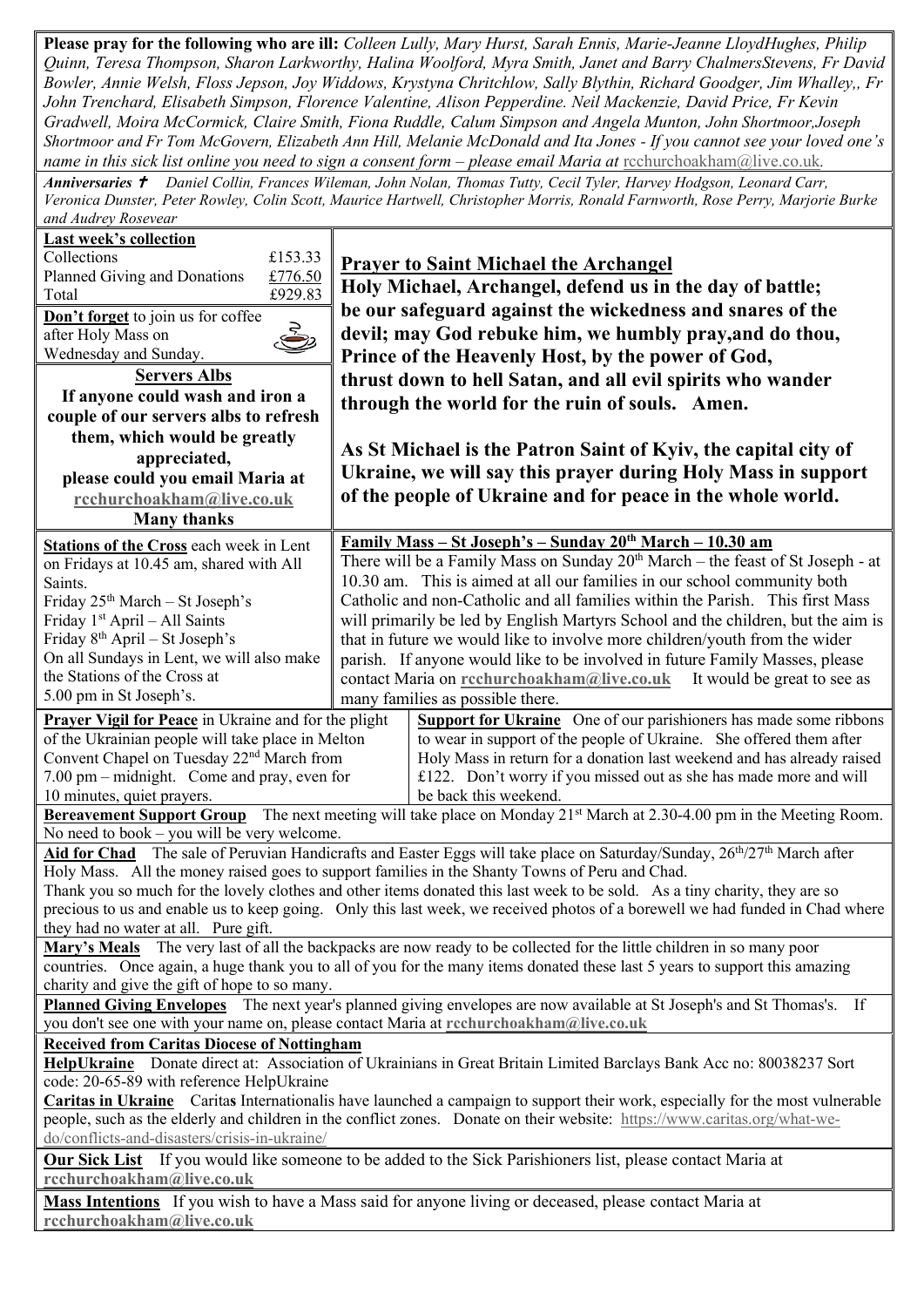**Please pray for the following who are ill:** *Colleen Lully, Mary Hurst, Sarah Ennis, Marie-Jeanne LloydHughes, Philip Quinn, Teresa Thompson, Sharon Larkworthy, Halina Woolford, Myra Smith, Janet and Barry ChalmersStevens, Fr David Bowler, Annie Welsh, Floss Jepson, Joy Widdows, Krystyna Chritchlow, Sally Blythin, Richard Goodger, Jim Whalley,, Fr John Trenchard, Elisabeth Simpson, Florence Valentine, Alison Pepperdine. Neil Mackenzie, David Price, Fr Kevin Gradwell, Moira McCormick, Claire Smith, Fiona Ruddle, Calum Simpson and Angela Munton, John Shortmoor,Joseph Shortmoor and Fr Tom McGovern, Elizabeth Ann Hill, Melanie McDonald and Ita Jones - If you cannot see your loved one's name in this sick list online you need to sign a consent form – please email Maria at* rcchurchoakham@live.co.uk.

***Anniversaries ✝*** *Daniel Collin, Frances Wileman, John Nolan, Thomas Tutty, Cecil Tyler, Harvey Hodgson, Leonard Carr, Veronica Dunster, Peter Rowley, Colin Scott, Maurice Hartwell, Christopher Morris, Ronald Farnworth, Rose Perry, Marjorie Burke and Audrey Rosevear*

**Last week's collection**

| | |
|---|---|
| Collections | £153.33 |
| Planned Giving and Donations | £776.50 |
| Total | £929.83 |

**Don't forget** to join us for coffee after Holy Mass on Wednesday and Sunday.

**Servers Albs**

**If anyone could wash and iron a couple of our servers albs to refresh them, which would be greatly appreciated, please could you email Maria at rcchurchoakham@live.co.uk**

**Many thanks**

## Prayer to Saint Michael the Archangel

**Holy Michael, Archangel, defend us in the day of battle; be our safeguard against the wickedness and snares of the devil; may God rebuke him, we humbly pray,and do thou, Prince of the Heavenly Host, by the power of God, thrust down to hell Satan, and all evil spirits who wander through the world for the ruin of souls. Amen.**

**As St Michael is the Patron Saint of Kyiv, the capital city of Ukraine, we will say this prayer during Holy Mass in support of the people of Ukraine and for peace in the whole world.**

**Stations of the Cross** each week in Lent on Fridays at 10.45 am, shared with All Saints.
Friday 25th March – St Joseph's
Friday 1st April – All Saints
Friday 8th April – St Joseph's
On all Sundays in Lent, we will also make the Stations of the Cross at 5.00 pm in St Joseph's.

**Family Mass – St Joseph's – Sunday 20th March – 10.30 am**
There will be a Family Mass on Sunday 20th March – the feast of St Joseph - at 10.30 am. This is aimed at all our families in our school community both Catholic and non-Catholic and all families within the Parish. This first Mass will primarily be led by English Martyrs School and the children, but the aim is that in future we would like to involve more children/youth from the wider parish. If anyone would like to be involved in future Family Masses, please contact Maria on **rcchurchoakham@live.co.uk** It would be great to see as many families as possible there.

**Prayer Vigil for Peace** in Ukraine and for the plight of the Ukrainian people will take place in Melton Convent Chapel on Tuesday 22nd March from 7.00 pm – midnight. Come and pray, even for 10 minutes, quiet prayers.

**Support for Ukraine** One of our parishioners has made some ribbons to wear in support of the people of Ukraine. She offered them after Holy Mass in return for a donation last weekend and has already raised £122. Don't worry if you missed out as she has made more and will be back this weekend.

**Bereavement Support Group** The next meeting will take place on Monday 21st March at 2.30-4.00 pm in the Meeting Room. No need to book – you will be very welcome.

**Aid for Chad** The sale of Peruvian Handicrafts and Easter Eggs will take place on Saturday/Sunday, 26th/27th March after Holy Mass. All the money raised goes to support families in the Shanty Towns of Peru and Chad.
Thank you so much for the lovely clothes and other items donated this last week to be sold. As a tiny charity, they are so precious to us and enable us to keep going. Only this last week, we received photos of a borewell we had funded in Chad where they had no water at all. Pure gift.

**Mary's Meals** The very last of all the backpacks are now ready to be collected for the little children in so many poor countries. Once again, a huge thank you to all of you for the many items donated these last 5 years to support this amazing charity and give the gift of hope to so many.

**Planned Giving Envelopes** The next year's planned giving envelopes are now available at St Joseph's and St Thomas's. If you don't see one with your name on, please contact Maria at **rcchurchoakham@live.co.uk**

**Received from Caritas Diocese of Nottingham**

**HelpUkraine** Donate direct at: Association of Ukrainians in Great Britain Limited Barclays Bank Acc no: 80038237 Sort code: 20-65-89 with reference HelpUkraine

**Caritas in Ukraine** Caritas Internationalis have launched a campaign to support their work, especially for the most vulnerable people, such as the elderly and children in the conflict zones. Donate on their website: https://www.caritas.org/what-we-do/conflicts-and-disasters/crisis-in-ukraine/

**Our Sick List** If you would like someone to be added to the Sick Parishioners list, please contact Maria at **rcchurchoakham@live.co.uk**

**Mass Intentions** If you wish to have a Mass said for anyone living or deceased, please contact Maria at **rcchurchoakham@live.co.uk**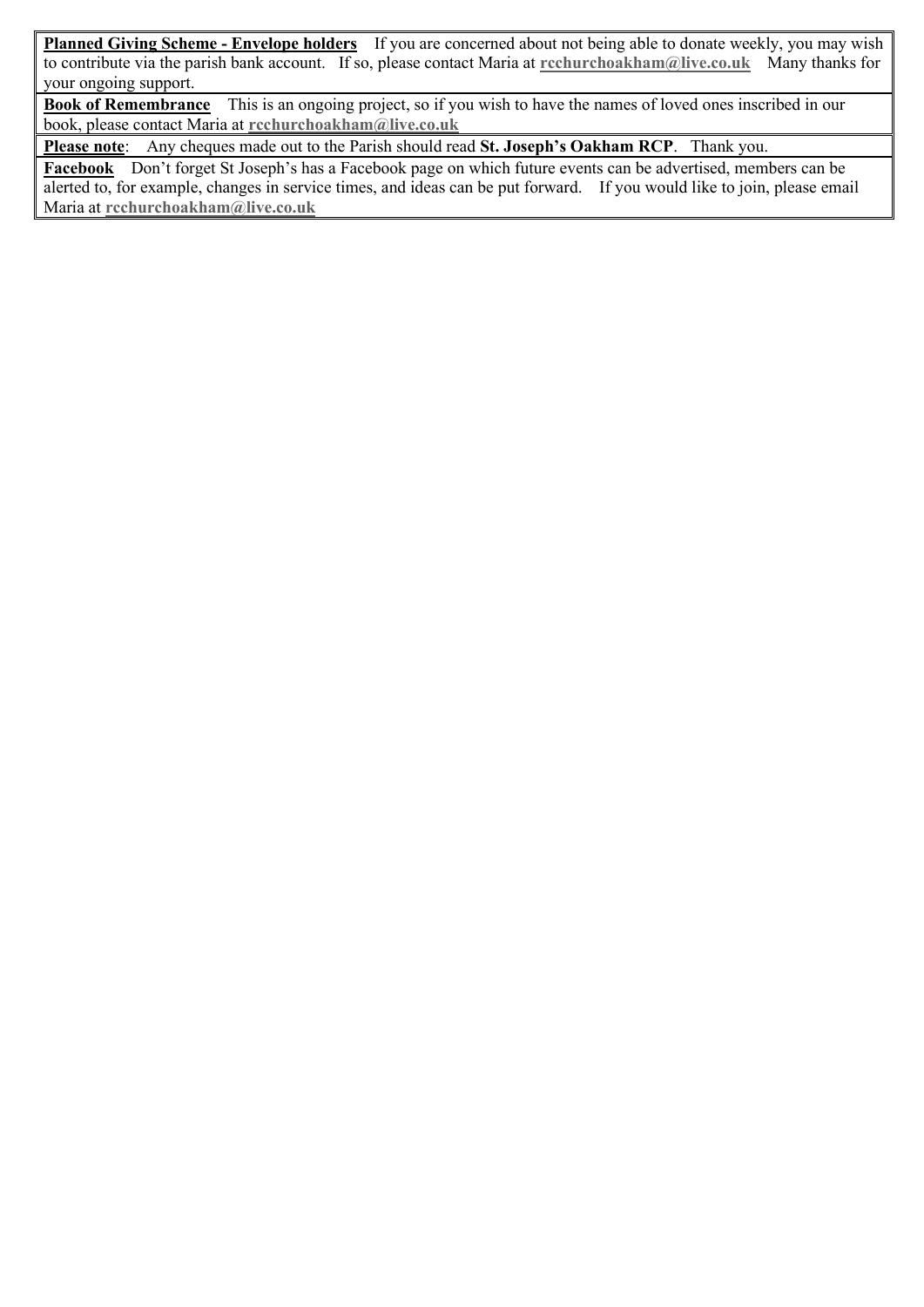**Planned Giving Scheme - Envelope holders** If you are concerned about not being able to donate weekly, you may wish to contribute via the parish bank account. If so, please contact Maria at **rcchurchoakham@live.co.uk** Many thanks for your ongoing support.

**Book of Remembrance** This is an ongoing project, so if you wish to have the names of loved ones inscribed in our book, please contact Maria at **rcchurchoakham@live.co.uk**

**Please note**: Any cheques made out to the Parish should read **St. Joseph's Oakham RCP**. Thank you.

**Facebook** Don't forget St Joseph's has a Facebook page on which future events can be advertised, members can be alerted to, for example, changes in service times, and ideas can be put forward. If you would like to join, please email Maria at **rcchurchoakham@live.co.uk**